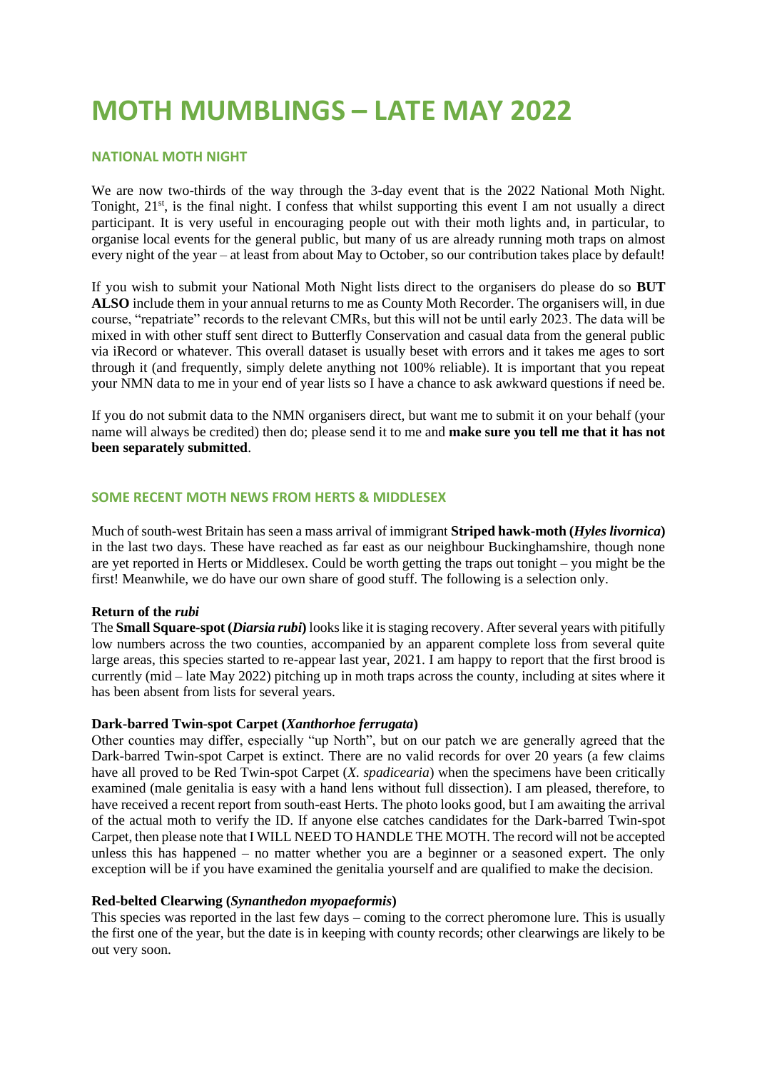# MOTH MUMBLINGS – LATE MAY 2022

## NATIONAL MOTH NIGHT

We are now two-thirds of the way through the 3-day event that is the 2022 National Moth Night. Tonight, 21st, is the final night. I confess that whilst supporting this event I am not usually a direct participant. It is very useful in encouraging people out with their moth lights and, in particular, to organise local events for the general public, but many of us are already running moth traps on almost every night of the year – at least from about May to October, so our contribution takes place by default!

If you wish to submit your National Moth Night lists direct to the organisers do please do so **BUT ALSO** include them in your annual returns to me as County Moth Recorder. The organisers will, in due course, "repatriate" records to the relevant CMRs, but this will not be until early 2023. The data will be mixed in with other stuff sent direct to Butterfly Conservation and casual data from the general public via iRecord or whatever. This overall dataset is usually beset with errors and it takes me ages to sort through it (and frequently, simply delete anything not 100% reliable). It is important that you repeat your NMN data to me in your end of year lists so I have a chance to ask awkward questions if need be.

If you do not submit data to the NMN organisers direct, but want me to submit it on your behalf (your name will always be credited) then do; please send it to me and **make sure you tell me that it has not been separately submitted**.

## SOME RECENT MOTH NEWS FROM HERTS & MIDDLESEX

Much of south-west Britain has seen a mass arrival of immigrant **Striped hawk-moth (*Hyles livornica*)** in the last two days. These have reached as far east as our neighbour Buckinghamshire, though none are yet reported in Herts or Middlesex. Could be worth getting the traps out tonight – you might be the first! Meanwhile, we do have our own share of good stuff. The following is a selection only.

### Return of the *rubi*

The **Small Square-spot (*Diarsia rubi*)** looks like it is staging recovery. After several years with pitifully low numbers across the two counties, accompanied by an apparent complete loss from several quite large areas, this species started to re-appear last year, 2021. I am happy to report that the first brood is currently (mid – late May 2022) pitching up in moth traps across the county, including at sites where it has been absent from lists for several years.

### Dark-barred Twin-spot Carpet (*Xanthorhoe ferrugata*)

Other counties may differ, especially "up North", but on our patch we are generally agreed that the Dark-barred Twin-spot Carpet is extinct. There are no valid records for over 20 years (a few claims have all proved to be Red Twin-spot Carpet (*X. spadicearia*) when the specimens have been critically examined (male genitalia is easy with a hand lens without full dissection). I am pleased, therefore, to have received a recent report from south-east Herts. The photo looks good, but I am awaiting the arrival of the actual moth to verify the ID. If anyone else catches candidates for the Dark-barred Twin-spot Carpet, then please note that I WILL NEED TO HANDLE THE MOTH. The record will not be accepted unless this has happened – no matter whether you are a beginner or a seasoned expert. The only exception will be if you have examined the genitalia yourself and are qualified to make the decision.

### Red-belted Clearwing (*Synanthedon myopaeformis*)

This species was reported in the last few days – coming to the correct pheromone lure. This is usually the first one of the year, but the date is in keeping with county records; other clearwings are likely to be out very soon.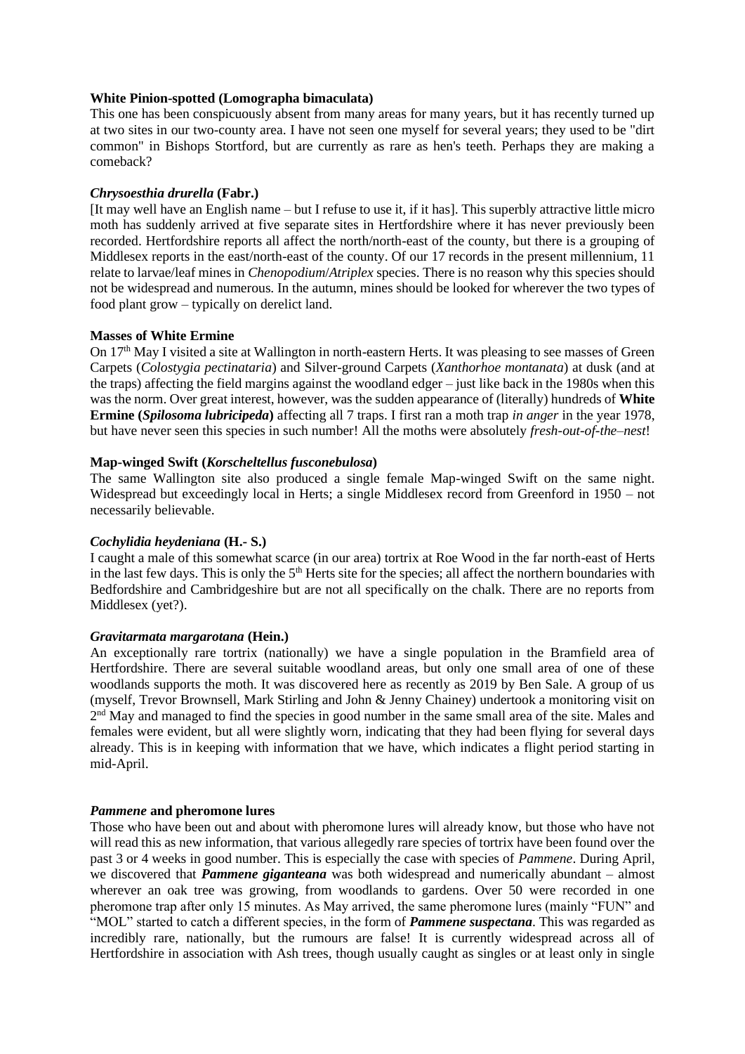**White Pinion-spotted (Lomographa bimaculata)**

This one has been conspicuously absent from many areas for many years, but it has recently turned up at two sites in our two-county area. I have not seen one myself for several years; they used to be "dirt common" in Bishops Stortford, but are currently as rare as hen's teeth. Perhaps they are making a comeback?

***Chrysoesthia drurella* (Fabr.)**

[It may well have an English name – but I refuse to use it, if it has]. This superbly attractive little micro moth has suddenly arrived at five separate sites in Hertfordshire where it has never previously been recorded. Hertfordshire reports all affect the north/north-east of the county, but there is a grouping of Middlesex reports in the east/north-east of the county. Of our 17 records in the present millennium, 11 relate to larvae/leaf mines in *Chenopodium*/*Atriplex* species. There is no reason why this species should not be widespread and numerous. In the autumn, mines should be looked for wherever the two types of food plant grow – typically on derelict land.

**Masses of White Ermine**

On 17th May I visited a site at Wallington in north-eastern Herts. It was pleasing to see masses of Green Carpets (*Colostygia pectinataria*) and Silver-ground Carpets (*Xanthorhoe montanata*) at dusk (and at the traps) affecting the field margins against the woodland edger – just like back in the 1980s when this was the norm. Over great interest, however, was the sudden appearance of (literally) hundreds of **White Ermine (*Spilosoma lubricipeda*)** affecting all 7 traps. I first ran a moth trap *in anger* in the year 1978, but have never seen this species in such number! All the moths were absolutely *fresh-out-of-the–nest*!

**Map-winged Swift (*Korscheltellus fusconebulosa*)**

The same Wallington site also produced a single female Map-winged Swift on the same night. Widespread but exceedingly local in Herts; a single Middlesex record from Greenford in 1950 – not necessarily believable.

***Cochylidia heydeniana* (H.- S.)**

I caught a male of this somewhat scarce (in our area) tortrix at Roe Wood in the far north-east of Herts in the last few days. This is only the 5th Herts site for the species; all affect the northern boundaries with Bedfordshire and Cambridgeshire but are not all specifically on the chalk. There are no reports from Middlesex (yet?).

***Gravitarmata margarotana* (Hein.)**

An exceptionally rare tortrix (nationally) we have a single population in the Bramfield area of Hertfordshire. There are several suitable woodland areas, but only one small area of one of these woodlands supports the moth. It was discovered here as recently as 2019 by Ben Sale. A group of us (myself, Trevor Brownsell, Mark Stirling and John & Jenny Chainey) undertook a monitoring visit on 2nd May and managed to find the species in good number in the same small area of the site. Males and females were evident, but all were slightly worn, indicating that they had been flying for several days already. This is in keeping with information that we have, which indicates a flight period starting in mid-April.

***Pammene* and pheromone lures**

Those who have been out and about with pheromone lures will already know, but those who have not will read this as new information, that various allegedly rare species of tortrix have been found over the past 3 or 4 weeks in good number. This is especially the case with species of *Pammene*. During April, we discovered that ***Pammene giganteana*** was both widespread and numerically abundant – almost wherever an oak tree was growing, from woodlands to gardens. Over 50 were recorded in one pheromone trap after only 15 minutes. As May arrived, the same pheromone lures (mainly "FUN" and "MOL" started to catch a different species, in the form of ***Pammene suspectana***. This was regarded as incredibly rare, nationally, but the rumours are false! It is currently widespread across all of Hertfordshire in association with Ash trees, though usually caught as singles or at least only in single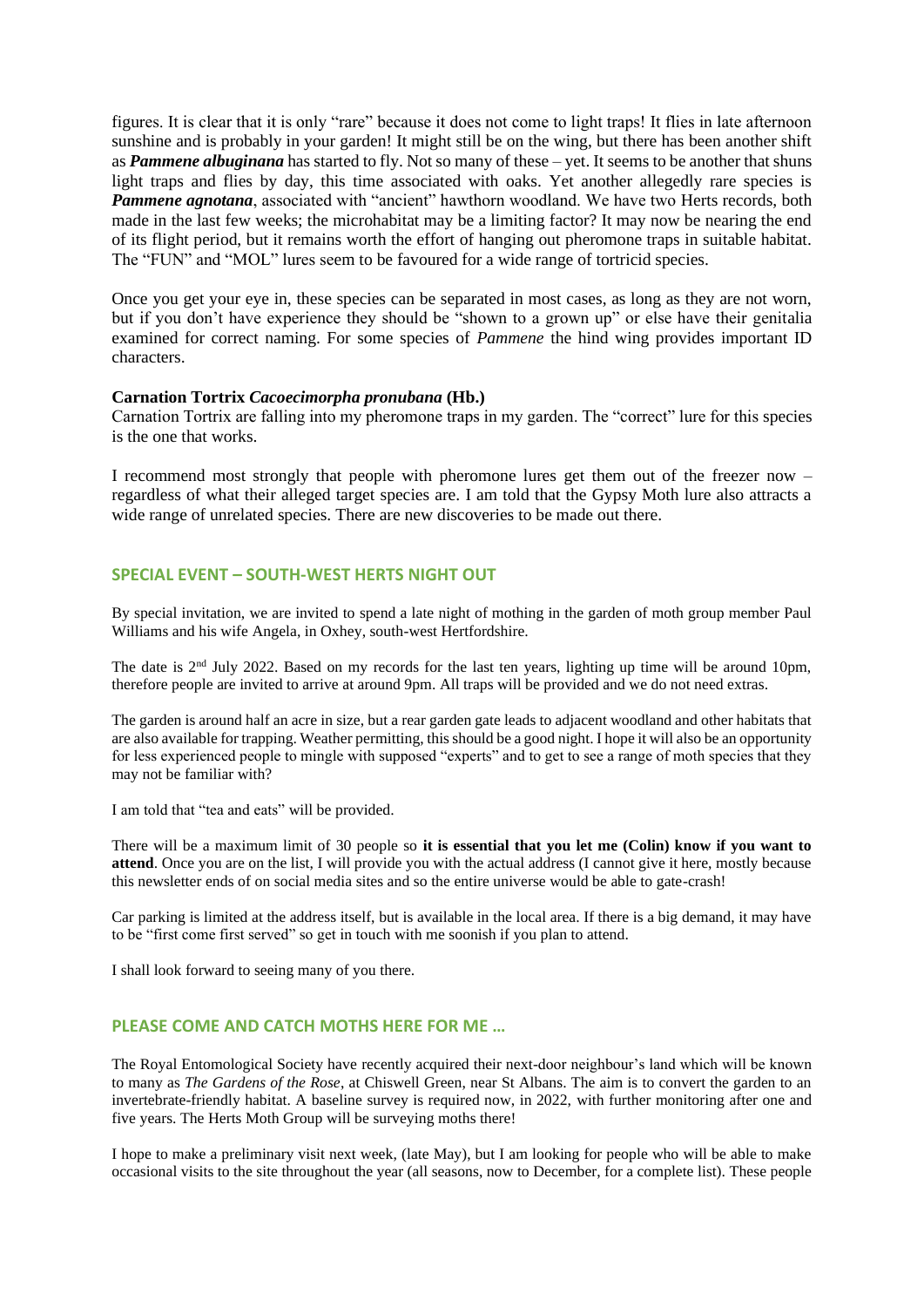figures. It is clear that it is only "rare" because it does not come to light traps! It flies in late afternoon sunshine and is probably in your garden! It might still be on the wing, but there has been another shift as ***Pammene albuginana*** has started to fly. Not so many of these – yet. It seems to be another that shuns light traps and flies by day, this time associated with oaks. Yet another allegedly rare species is ***Pammene agnotana***, associated with "ancient" hawthorn woodland. We have two Herts records, both made in the last few weeks; the microhabitat may be a limiting factor? It may now be nearing the end of its flight period, but it remains worth the effort of hanging out pheromone traps in suitable habitat. The "FUN" and "MOL" lures seem to be favoured for a wide range of tortricid species.

Once you get your eye in, these species can be separated in most cases, as long as they are not worn, but if you don't have experience they should be "shown to a grown up" or else have their genitalia examined for correct naming. For some species of *Pammene* the hind wing provides important ID characters.

**Carnation Tortrix *Cacoecimorpha pronubana* (Hb.)**

Carnation Tortrix are falling into my pheromone traps in my garden. The "correct" lure for this species is the one that works.

I recommend most strongly that people with pheromone lures get them out of the freezer now – regardless of what their alleged target species are. I am told that the Gypsy Moth lure also attracts a wide range of unrelated species. There are new discoveries to be made out there.

## SPECIAL EVENT – SOUTH-WEST HERTS NIGHT OUT

By special invitation, we are invited to spend a late night of mothing in the garden of moth group member Paul Williams and his wife Angela, in Oxhey, south-west Hertfordshire.

The date is 2nd July 2022. Based on my records for the last ten years, lighting up time will be around 10pm, therefore people are invited to arrive at around 9pm. All traps will be provided and we do not need extras.

The garden is around half an acre in size, but a rear garden gate leads to adjacent woodland and other habitats that are also available for trapping. Weather permitting, this should be a good night. I hope it will also be an opportunity for less experienced people to mingle with supposed "experts" and to get to see a range of moth species that they may not be familiar with?

I am told that "tea and eats" will be provided.

There will be a maximum limit of 30 people so **it is essential that you let me (Colin) know if you want to attend**. Once you are on the list, I will provide you with the actual address (I cannot give it here, mostly because this newsletter ends of on social media sites and so the entire universe would be able to gate-crash!

Car parking is limited at the address itself, but is available in the local area. If there is a big demand, it may have to be "first come first served" so get in touch with me soonish if you plan to attend.

I shall look forward to seeing many of you there.

## PLEASE COME AND CATCH MOTHS HERE FOR ME …

The Royal Entomological Society have recently acquired their next-door neighbour's land which will be known to many as *The Gardens of the Rose*, at Chiswell Green, near St Albans. The aim is to convert the garden to an invertebrate-friendly habitat. A baseline survey is required now, in 2022, with further monitoring after one and five years. The Herts Moth Group will be surveying moths there!

I hope to make a preliminary visit next week, (late May), but I am looking for people who will be able to make occasional visits to the site throughout the year (all seasons, now to December, for a complete list). These people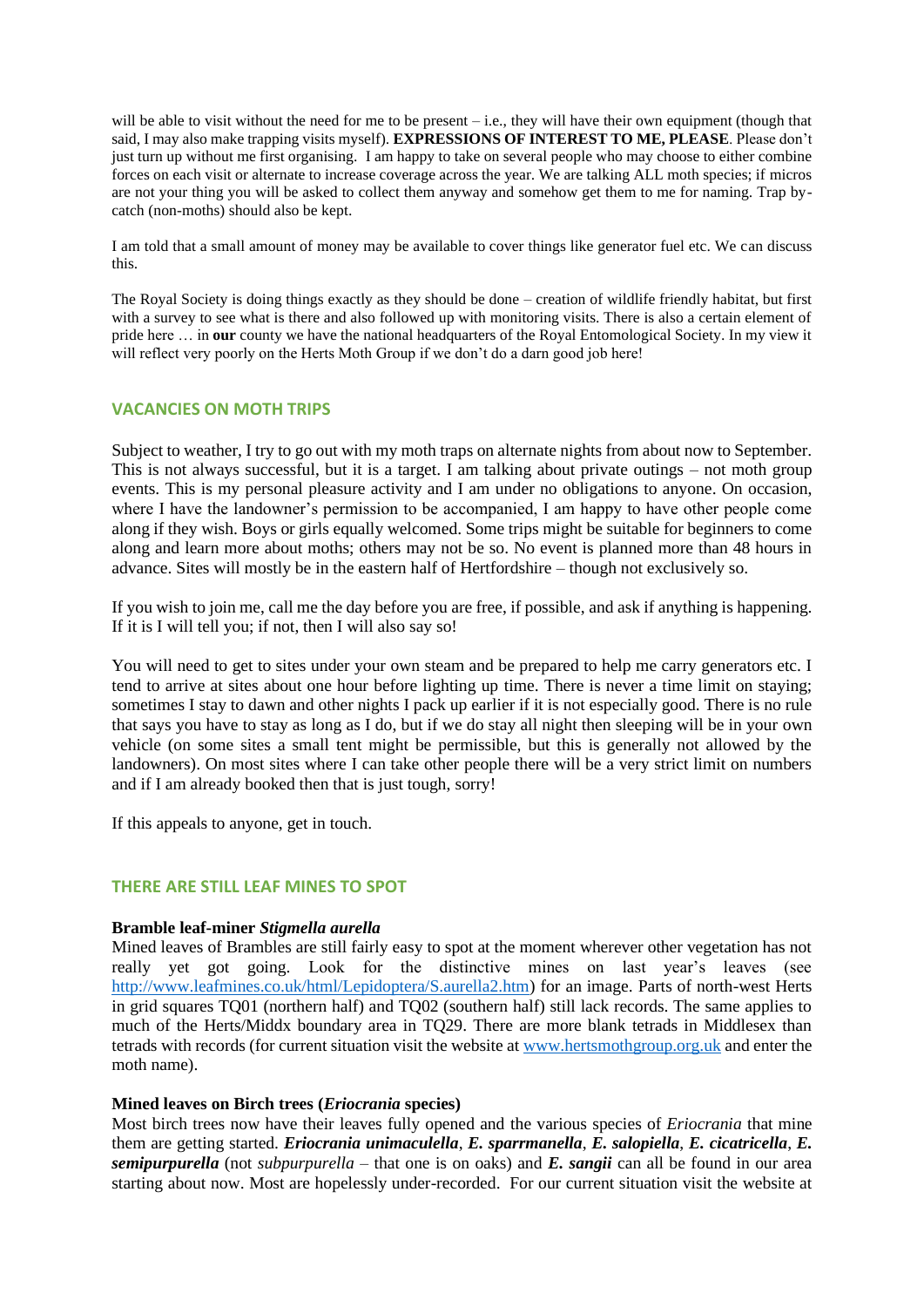will be able to visit without the need for me to be present – i.e., they will have their own equipment (though that said, I may also make trapping visits myself). **EXPRESSIONS OF INTEREST TO ME, PLEASE**. Please don't just turn up without me first organising. I am happy to take on several people who may choose to either combine forces on each visit or alternate to increase coverage across the year. We are talking ALL moth species; if micros are not your thing you will be asked to collect them anyway and somehow get them to me for naming. Trap by-catch (non-moths) should also be kept.

I am told that a small amount of money may be available to cover things like generator fuel etc. We can discuss this.

The Royal Society is doing things exactly as they should be done – creation of wildlife friendly habitat, but first with a survey to see what is there and also followed up with monitoring visits. There is also a certain element of pride here … in **our** county we have the national headquarters of the Royal Entomological Society. In my view it will reflect very poorly on the Herts Moth Group if we don't do a darn good job here!

## VACANCIES ON MOTH TRIPS

Subject to weather, I try to go out with my moth traps on alternate nights from about now to September. This is not always successful, but it is a target. I am talking about private outings – not moth group events. This is my personal pleasure activity and I am under no obligations to anyone. On occasion, where I have the landowner's permission to be accompanied, I am happy to have other people come along if they wish. Boys or girls equally welcomed. Some trips might be suitable for beginners to come along and learn more about moths; others may not be so. No event is planned more than 48 hours in advance. Sites will mostly be in the eastern half of Hertfordshire – though not exclusively so.

If you wish to join me, call me the day before you are free, if possible, and ask if anything is happening. If it is I will tell you; if not, then I will also say so!

You will need to get to sites under your own steam and be prepared to help me carry generators etc. I tend to arrive at sites about one hour before lighting up time. There is never a time limit on staying; sometimes I stay to dawn and other nights I pack up earlier if it is not especially good. There is no rule that says you have to stay as long as I do, but if we do stay all night then sleeping will be in your own vehicle (on some sites a small tent might be permissible, but this is generally not allowed by the landowners). On most sites where I can take other people there will be a very strict limit on numbers and if I am already booked then that is just tough, sorry!

If this appeals to anyone, get in touch.

## THERE ARE STILL LEAF MINES TO SPOT

**Bramble leaf-miner *Stigmella aurella***
Mined leaves of Brambles are still fairly easy to spot at the moment wherever other vegetation has not really yet got going. Look for the distinctive mines on last year's leaves (see http://www.leafmines.co.uk/html/Lepidoptera/S.aurella2.htm) for an image. Parts of north-west Herts in grid squares TQ01 (northern half) and TQ02 (southern half) still lack records. The same applies to much of the Herts/Middx boundary area in TQ29. There are more blank tetrads in Middlesex than tetrads with records (for current situation visit the website at www.hertsmothgroup.org.uk and enter the moth name).

**Mined leaves on Birch trees (*Eriocrania* species)**
Most birch trees now have their leaves fully opened and the various species of *Eriocrania* that mine them are getting started. ***Eriocrania unimaculella***, ***E. sparrmanella***, ***E. salopiella***, ***E. cicatricella***, ***E. semipurpurella*** (not *subpurpurella* – that one is on oaks) and ***E. sangii*** can all be found in our area starting about now. Most are hopelessly under-recorded. For our current situation visit the website at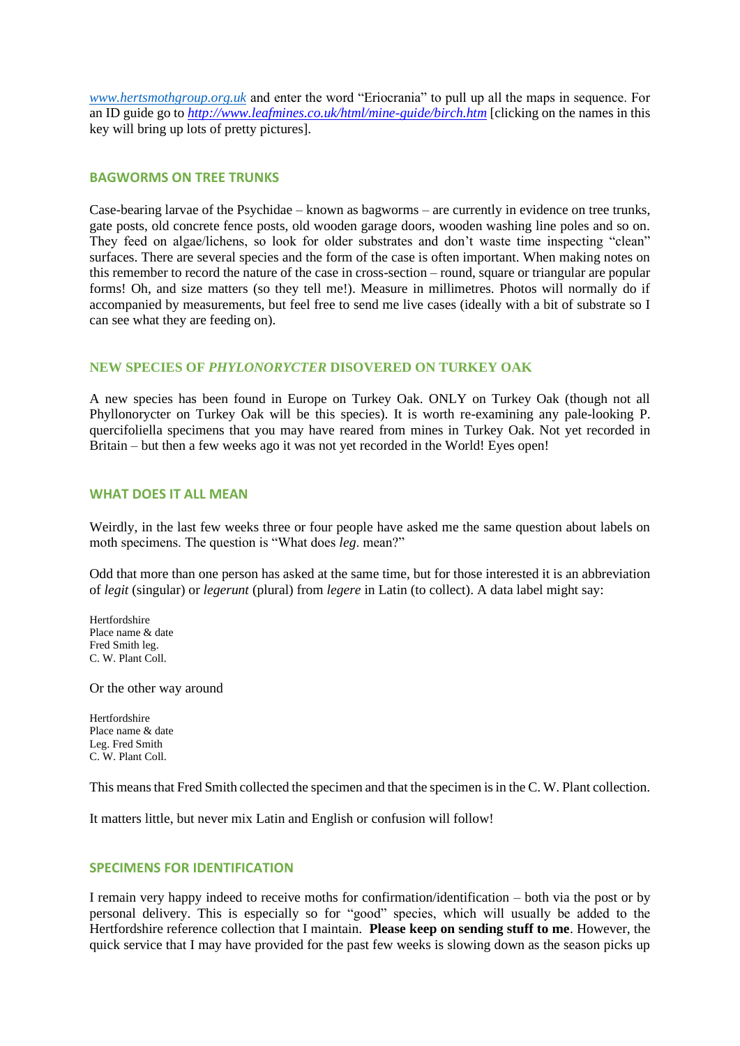[www.hertsmothgroup.org.uk](http://www.hertsmothgroup.org.uk) and enter the word "Eriocrania" to pull up all the maps in sequence. For an ID guide go to [*http://www.leafmines.co.uk/html/mine-guide/birch.htm*](http://www.leafmines.co.uk/html/mine-guide/birch.htm) [clicking on the names in this key will bring up lots of pretty pictures].

## BAGWORMS ON TREE TRUNKS

Case-bearing larvae of the Psychidae – known as bagworms – are currently in evidence on tree trunks, gate posts, old concrete fence posts, old wooden garage doors, wooden washing line poles and so on. They feed on algae/lichens, so look for older substrates and don't waste time inspecting "clean" surfaces. There are several species and the form of the case is often important. When making notes on this remember to record the nature of the case in cross-section – round, square or triangular are popular forms! Oh, and size matters (so they tell me!). Measure in millimetres. Photos will normally do if accompanied by measurements, but feel free to send me live cases (ideally with a bit of substrate so I can see what they are feeding on).

## NEW SPECIES OF *PHYLONORYCTER* DISOVERED ON TURKEY OAK

A new species has been found in Europe on Turkey Oak. ONLY on Turkey Oak (though not all Phyllonorycter on Turkey Oak will be this species). It is worth re-examining any pale-looking P. quercifoliella specimens that you may have reared from mines in Turkey Oak. Not yet recorded in Britain – but then a few weeks ago it was not yet recorded in the World! Eyes open!

## WHAT DOES IT ALL MEAN

Weirdly, in the last few weeks three or four people have asked me the same question about labels on moth specimens. The question is "What does *leg*. mean?"

Odd that more than one person has asked at the same time, but for those interested it is an abbreviation of *legit* (singular) or *legerunt* (plural) from *legere* in Latin (to collect). A data label might say:

Hertfordshire
Place name & date
Fred Smith leg.
C. W. Plant Coll.

Or the other way around

Hertfordshire
Place name & date
Leg. Fred Smith
C. W. Plant Coll.

This means that Fred Smith collected the specimen and that the specimen is in the C. W. Plant collection.

It matters little, but never mix Latin and English or confusion will follow!

## SPECIMENS FOR IDENTIFICATION

I remain very happy indeed to receive moths for confirmation/identification – both via the post or by personal delivery. This is especially so for "good" species, which will usually be added to the Hertfordshire reference collection that I maintain. **Please keep on sending stuff to me**. However, the quick service that I may have provided for the past few weeks is slowing down as the season picks up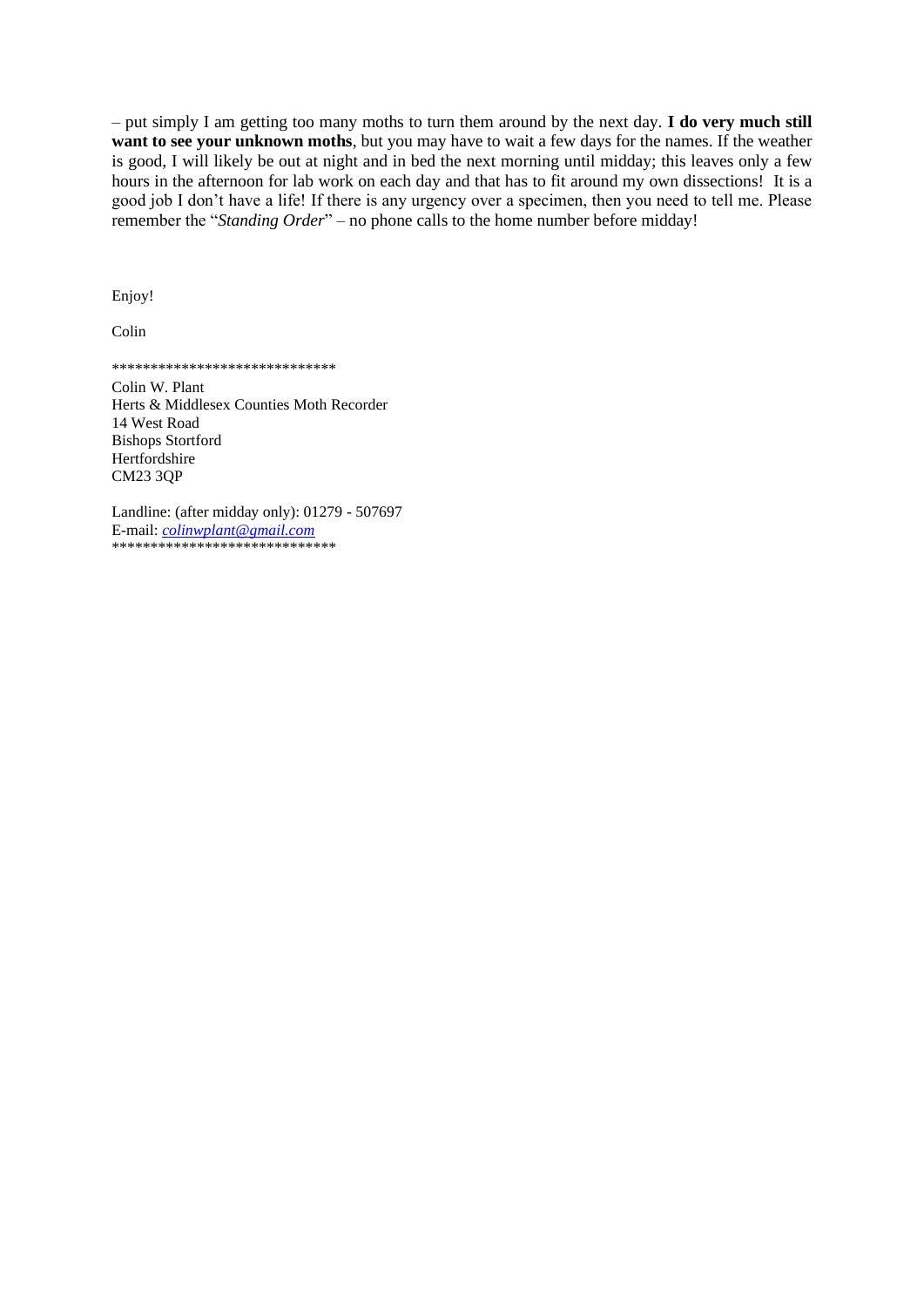– put simply I am getting too many moths to turn them around by the next day. **I do very much still want to see your unknown moths**, but you may have to wait a few days for the names. If the weather is good, I will likely be out at night and in bed the next morning until midday; this leaves only a few hours in the afternoon for lab work on each day and that has to fit around my own dissections! It is a good job I don't have a life! If there is any urgency over a specimen, then you need to tell me. Please remember the "*Standing Order*" – no phone calls to the home number before midday!

Enjoy!

Colin

*****************************

Colin W. Plant
Herts & Middlesex Counties Moth Recorder
14 West Road
Bishops Stortford
Hertfordshire
CM23 3QP

Landline: (after midday only): 01279 - 507697
E-mail: *colinwplant@gmail.com*
*****************************